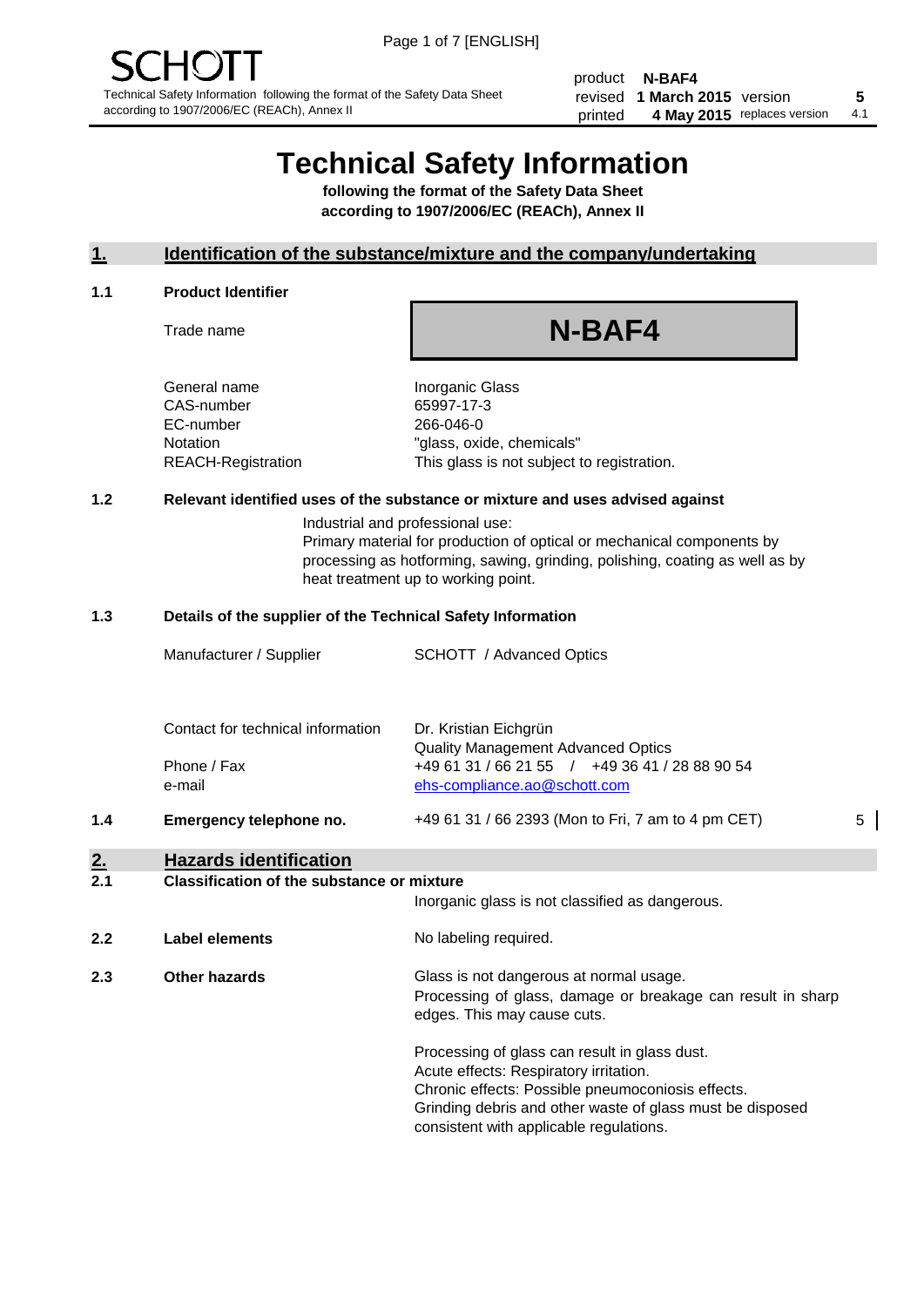SCHOTT

Technical Safety Information following the format of the Safety Data Sheet according to 1907/2006/EC (REACh), Annex II

| | | | |
|---|---|---|---|
| product | **N-BAF4** | | |
| revised | **1 March 2015** | version | **5** |
| printed | **4 May 2015** | replaces version | 4.1 |

# Technical Safety Information

**following the format of the Safety Data Sheet according to 1907/2006/EC (REACh), Annex II**

## 1. Identification of the substance/mixture and the company/undertaking

### 1.1 Product Identifier

| | |
|---|---|
| Trade name | **N-BAF4** |
| General name | Inorganic Glass |
| CAS-number | 65997-17-3 |
| EC-number | 266-046-0 |
| Notation | "glass, oxide, chemicals" |
| REACH-Registration | This glass is not subject to registration. |

### 1.2 Relevant identified uses of the substance or mixture and uses advised against

Industrial and professional use:
Primary material for production of optical or mechanical components by processing as hotforming, sawing, grinding, polishing, coating as well as by heat treatment up to working point.

### 1.3 Details of the supplier of the Technical Safety Information

| | |
|---|---|
| Manufacturer / Supplier | SCHOTT / Advanced Optics |
| Contact for technical information | Dr. Kristian Eichgrün<br>Quality Management Advanced Optics |
| Phone / Fax | +49 61 31 / 66 21 55 / +49 36 41 / 28 88 90 54 |
| e-mail | ehs-compliance.ao@schott.com |

### 1.4 Emergency telephone no.

+49 61 31 / 66 2393 (Mon to Fri, 7 am to 4 pm CET) 5

## 2. Hazards identification

### 2.1 Classification of the substance or mixture

Inorganic glass is not classified as dangerous.

### 2.2 Label elements

No labeling required.

### 2.3 Other hazards

Glass is not dangerous at normal usage.
Processing of glass, damage or breakage can result in sharp edges. This may cause cuts.

Processing of glass can result in glass dust.
Acute effects: Respiratory irritation.
Chronic effects: Possible pneumoconiosis effects.
Grinding debris and other waste of glass must be disposed consistent with applicable regulations.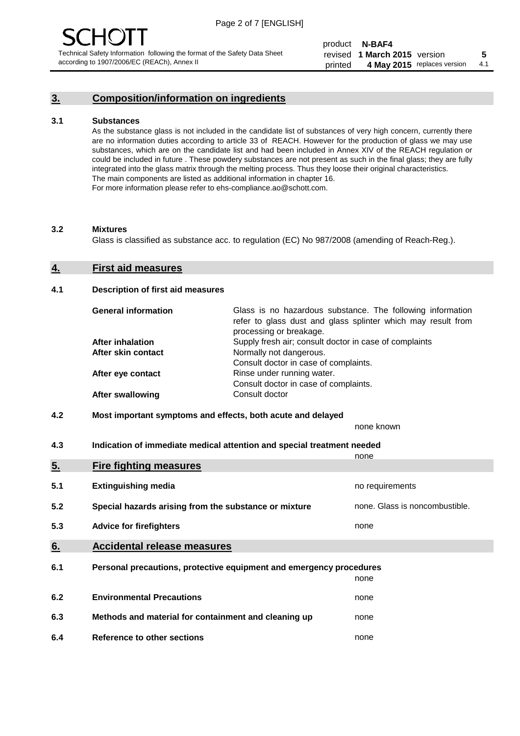## 3. Composition/information on ingredients

### 3.1 Substances

As the substance glass is not included in the candidate list of substances of very high concern, currently there are no information duties according to article 33 of REACH. However for the production of glass we may use substances, which are on the candidate list and had been included in Annex XIV of the REACH regulation or could be included in future . These powdery substances are not present as such in the final glass; they are fully integrated into the glass matrix through the melting process. Thus they loose their original characteristics. The main components are listed as additional information in chapter 16.
For more information please refer to ehs-compliance.ao@schott.com.

### 3.2 Mixtures

Glass is classified as substance acc. to regulation (EC) No 987/2008 (amending of Reach-Reg.).

## 4. First aid measures

### 4.1 Description of first aid measures

| | |
|---|---|
| **General information** | Glass is no hazardous substance. The following information refer to glass dust and glass splinter which may result from processing or breakage. |
| **After inhalation** | Supply fresh air; consult doctor in case of complaints |
| **After skin contact** | Normally not dangerous. Consult doctor in case of complaints. |
| **After eye contact** | Rinse under running water. Consult doctor in case of complaints. |
| **After swallowing** | Consult doctor |

### 4.2 Most important symptoms and effects, both acute and delayed

none known

### 4.3 Indication of immediate medical attention and special treatment needed

none

## 5. Fire fighting measures

| | | |
|---|---|---|
| 5.1 | **Extinguishing media** | no requirements |
| 5.2 | **Special hazards arising from the substance or mixture** | none. Glass is noncombustible. |
| 5.3 | **Advice for firefighters** | none |

## 6. Accidental release measures

| | | |
|---|---|---|
| 6.1 | **Personal precautions, protective equipment and emergency procedures** | none |
| 6.2 | **Environmental Precautions** | none |
| 6.3 | **Methods and material for containment and cleaning up** | none |
| 6.4 | **Reference to other sections** | none |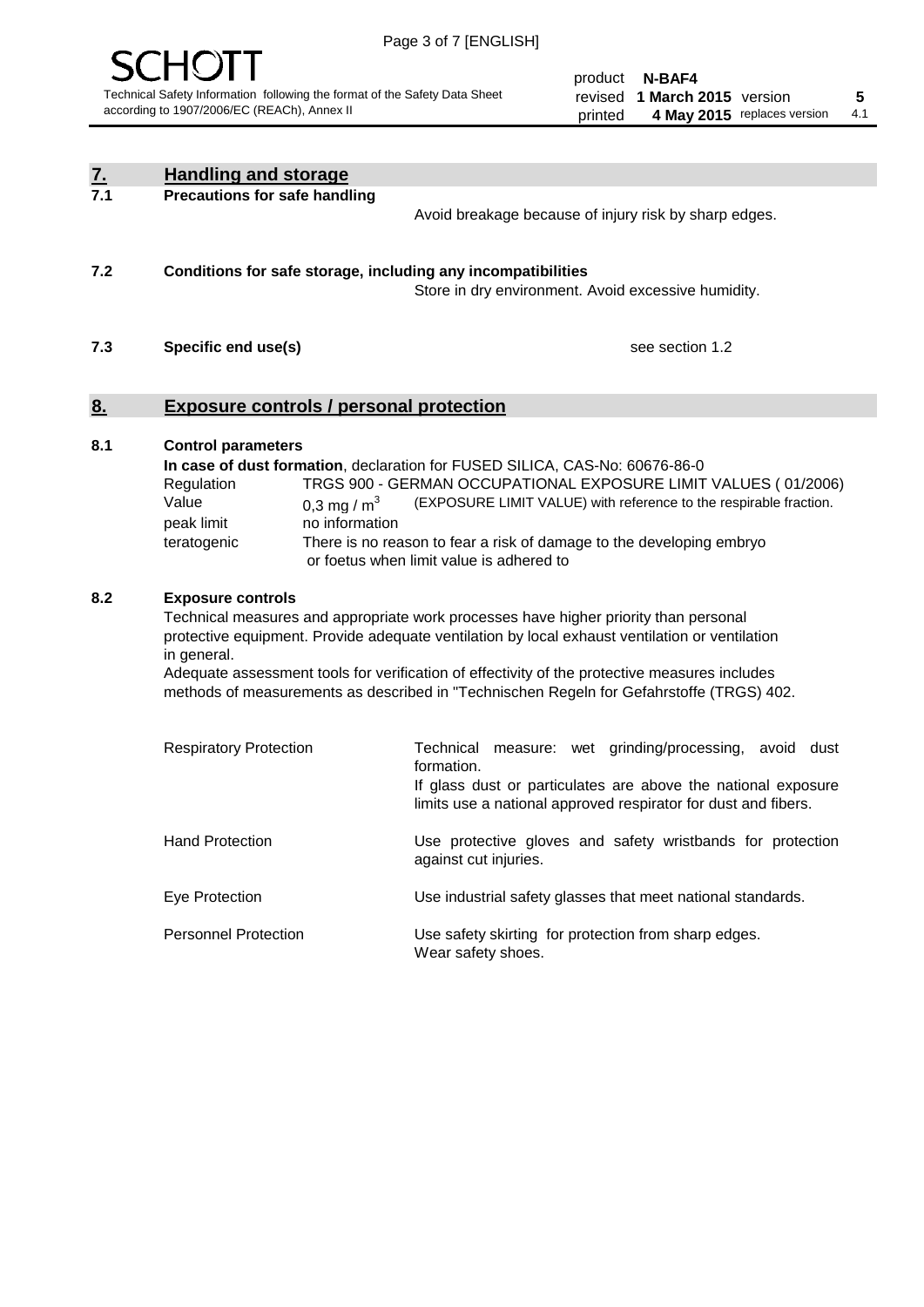## 7. Handling and storage

### 7.1 Precautions for safe handling

Avoid breakage because of injury risk by sharp edges.

### 7.2 Conditions for safe storage, including any incompatibilities

Store in dry environment. Avoid excessive humidity.

### 7.3 Specific end use(s)

see section 1.2

## 8. Exposure controls / personal protection

### 8.1 Control parameters

**In case of dust formation**, declaration for FUSED SILICA, CAS-No: 60676-86-0

| | |
|---|---|
| Regulation | TRGS 900 - GERMAN OCCUPATIONAL EXPOSURE LIMIT VALUES ( 01/2006) |
| Value | 0,3 mg / $m^3$ (EXPOSURE LIMIT VALUE) with reference to the respirable fraction. |
| peak limit | no information |
| teratogenic | There is no reason to fear a risk of damage to the developing embryo or foetus when limit value is adhered to |

### 8.2 Exposure controls

Technical measures and appropriate work processes have higher priority than personal protective equipment. Provide adequate ventilation by local exhaust ventilation or ventilation in general.

Adequate assessment tools for verification of effectivity of the protective measures includes methods of measurements as described in "Technischen Regeln for Gefahrstoffe (TRGS) 402.

| | |
|---|---|
| Respiratory Protection | Technical measure: wet grinding/processing, avoid dust formation. If glass dust or particulates are above the national exposure limits use a national approved respirator for dust and fibers. |
| Hand Protection | Use protective gloves and safety wristbands for protection against cut injuries. |
| Eye Protection | Use industrial safety glasses that meet national standards. |
| Personnel Protection | Use safety skirting for protection from sharp edges. Wear safety shoes. |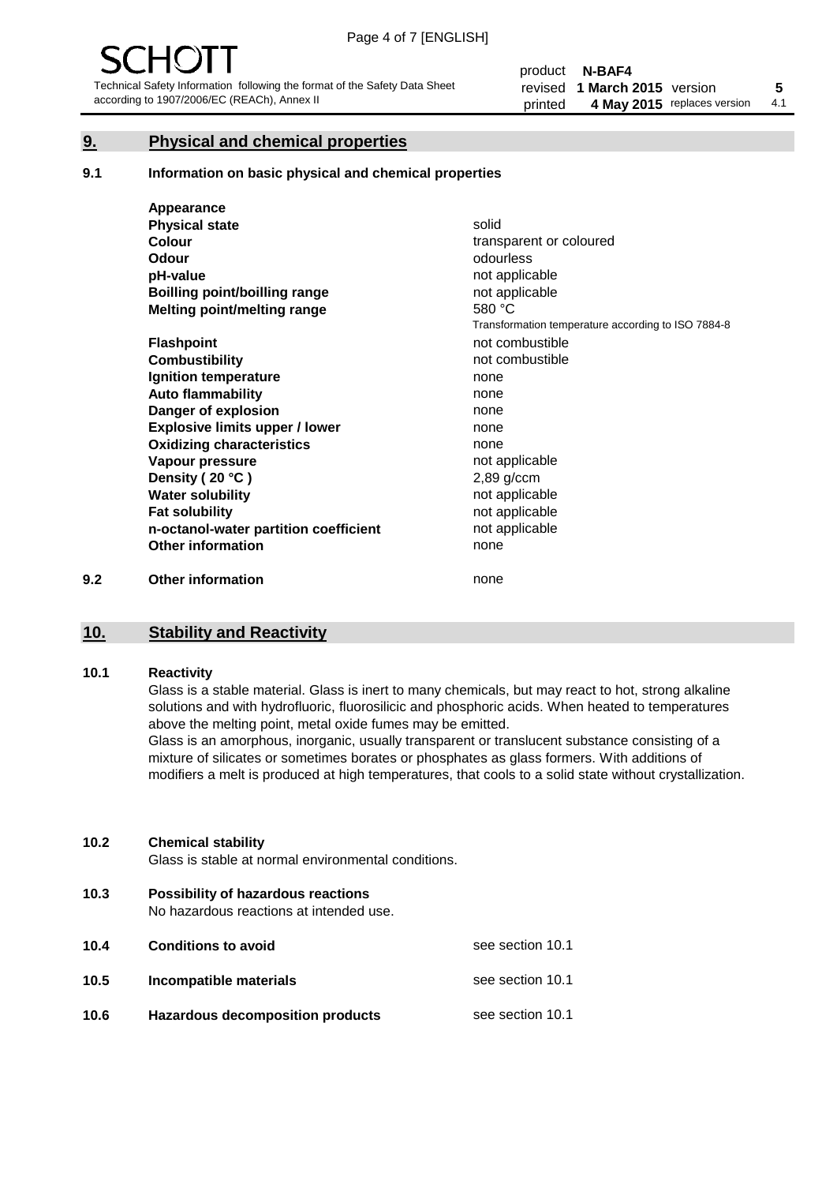## 9. Physical and chemical properties

### 9.1 Information on basic physical and chemical properties

| | |
|---|---|
| **Appearance** | |
| **Physical state** | solid |
| **Colour** | transparent or coloured |
| **Odour** | odourless |
| **pH-value** | not applicable |
| **Boilling point/boilling range** | not applicable |
| **Melting point/melting range** | 580 °C<br>Transformation temperature according to ISO 7884-8 |
| **Flashpoint** | not combustible |
| **Combustibility** | not combustible |
| **Ignition temperature** | none |
| **Auto flammability** | none |
| **Danger of explosion** | none |
| **Explosive limits upper / lower** | none |
| **Oxidizing characteristics** | none |
| **Vapour pressure** | not applicable |
| **Density ( 20 °C )** | 2,89 g/ccm |
| **Water solubility** | not applicable |
| **Fat solubility** | not applicable |
| **n-octanol-water partition coefficient** | not applicable |
| **Other information** | none |

### 9.2 Other information

none

## 10. Stability and Reactivity

### 10.1 Reactivity

Glass is a stable material. Glass is inert to many chemicals, but may react to hot, strong alkaline solutions and with hydrofluoric, fluorosilicic and phosphoric acids. When heated to temperatures above the melting point, metal oxide fumes may be emitted.

Glass is an amorphous, inorganic, usually transparent or translucent substance consisting of a mixture of silicates or sometimes borates or phosphates as glass formers. With additions of modifiers a melt is produced at high temperatures, that cools to a solid state without crystallization.

### 10.2 Chemical stability

Glass is stable at normal environmental conditions.

### 10.3 Possibility of hazardous reactions

No hazardous reactions at intended use.

### 10.4 Conditions to avoid

see section 10.1

### 10.5 Incompatible materials

see section 10.1

### 10.6 Hazardous decomposition products

see section 10.1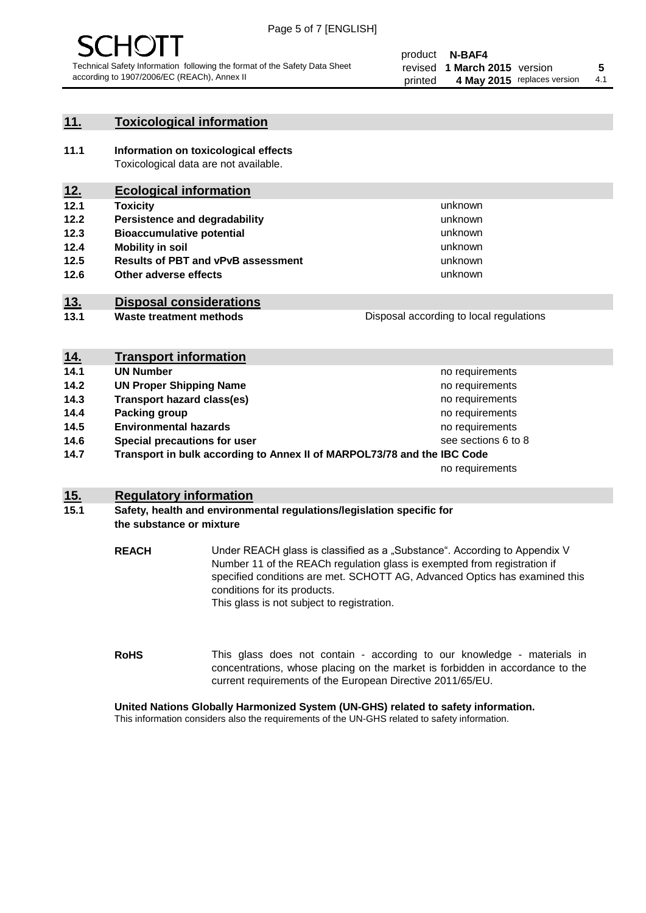## 11. Toxicological information

**11.1 Information on toxicological effects**
Toxicological data are not available.

## 12. Ecological information

| | | |
|---|---|---|
| **12.1** | **Toxicity** | unknown |
| **12.2** | **Persistence and degradability** | unknown |
| **12.3** | **Bioaccumulative potential** | unknown |
| **12.4** | **Mobility in soil** | unknown |
| **12.5** | **Results of PBT and vPvB assessment** | unknown |
| **12.6** | **Other adverse effects** | unknown |

## 13. Disposal considerations

| | | |
|---|---|---|
| **13.1** | **Waste treatment methods** | Disposal according to local regulations |

## 14. Transport information

| | | |
|---|---|---|
| **14.1** | **UN Number** | no requirements |
| **14.2** | **UN Proper Shipping Name** | no requirements |
| **14.3** | **Transport hazard class(es)** | no requirements |
| **14.4** | **Packing group** | no requirements |
| **14.5** | **Environmental hazards** | no requirements |
| **14.6** | **Special precautions for user** | see sections 6 to 8 |
| **14.7** | **Transport in bulk according to Annex II of MARPOL73/78 and the IBC Code** | no requirements |

## 15. Regulatory information

**15.1 Safety, health and environmental regulations/legislation specific for the substance or mixture**

**REACH**

Under REACH glass is classified as a „Substance". According to Appendix V Number 11 of the REACh regulation glass is exempted from registration if specified conditions are met. SCHOTT AG, Advanced Optics has examined this conditions for its products.
This glass is not subject to registration.

**RoHS**

This glass does not contain - according to our knowledge - materials in concentrations, whose placing on the market is forbidden in accordance to the current requirements of the European Directive 2011/65/EU.

**United Nations Globally Harmonized System (UN-GHS) related to safety information.**
This information considers also the requirements of the UN-GHS related to safety information.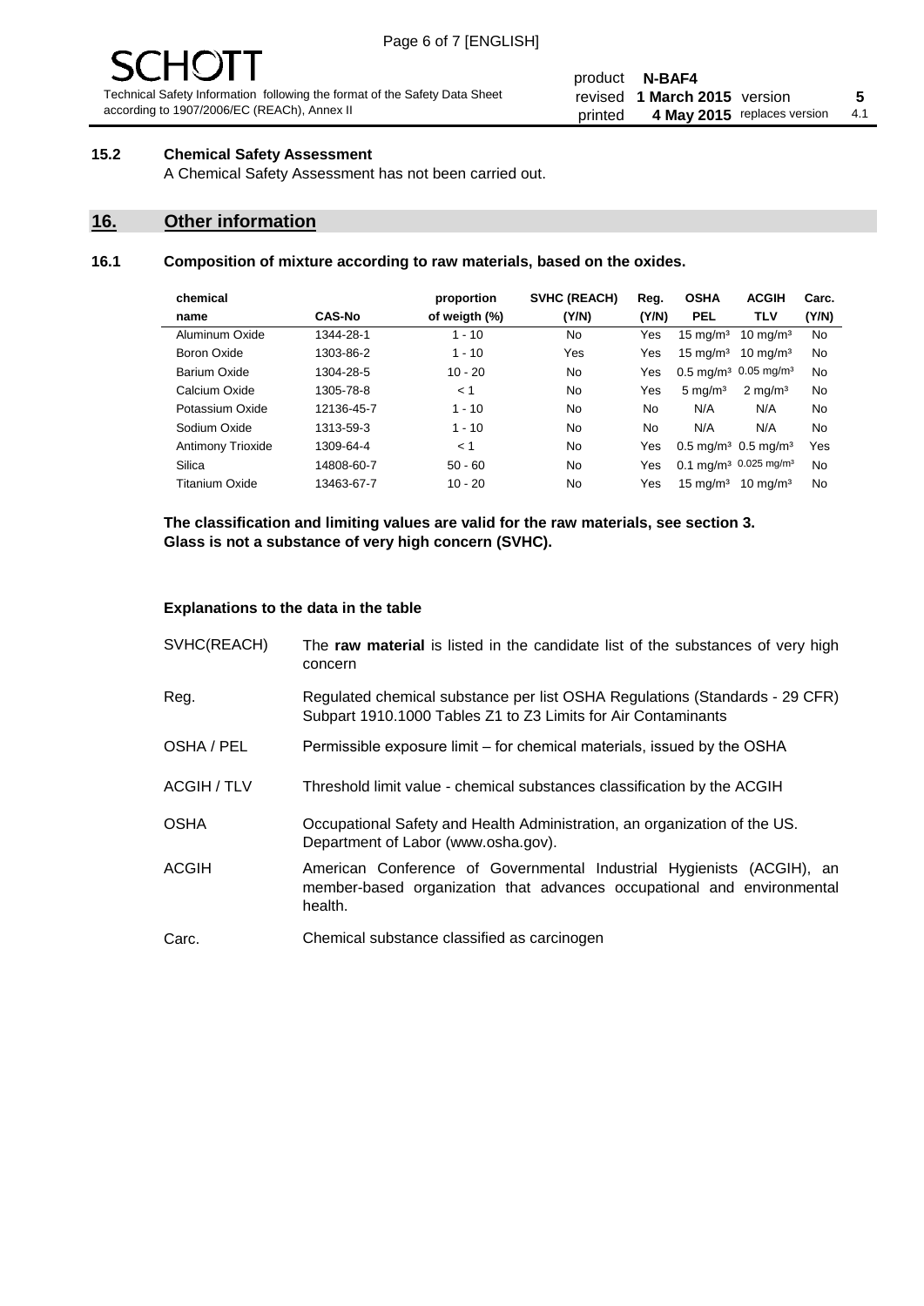### 15.2 Chemical Safety Assessment

A Chemical Safety Assessment has not been carried out.

## 16. Other information

### 16.1 Composition of mixture according to raw materials, based on the oxides.

| chemical name | CAS-No | proportion of weigth (%) | SVHC (REACH) (Y/N) | Reg. (Y/N) | OSHA PEL | ACGIH TLV | Carc. (Y/N) |
|---|---|---|---|---|---|---|---|
| Aluminum Oxide | 1344-28-1 | 1 - 10 | No | Yes | 15 mg/m³ | 10 mg/m³ | No |
| Boron Oxide | 1303-86-2 | 1 - 10 | Yes | Yes | 15 mg/m³ | 10 mg/m³ | No |
| Barium Oxide | 1304-28-5 | 10 - 20 | No | Yes | 0.5 mg/m³ | 0.05 mg/m³ | No |
| Calcium Oxide | 1305-78-8 | < 1 | No | Yes | 5 mg/m³ | 2 mg/m³ | No |
| Potassium Oxide | 12136-45-7 | 1 - 10 | No | No | N/A | N/A | No |
| Sodium Oxide | 1313-59-3 | 1 - 10 | No | No | N/A | N/A | No |
| Antimony Trioxide | 1309-64-4 | < 1 | No | Yes | 0.5 mg/m³ | 0.5 mg/m³ | Yes |
| Silica | 14808-60-7 | 50 - 60 | No | Yes | 0.1 mg/m³ | 0.025 mg/m³ | No |
| Titanium Oxide | 13463-67-7 | 10 - 20 | No | Yes | 15 mg/m³ | 10 mg/m³ | No |

**The classification and limiting values are valid for the raw materials, see section 3.**
**Glass is not a substance of very high concern (SVHC).**

#### Explanations to the data in the table

| | |
|---|---|
| SVHC(REACH) | The **raw material** is listed in the candidate list of the substances of very high concern |
| Reg. | Regulated chemical substance per list OSHA Regulations (Standards - 29 CFR) Subpart 1910.1000 Tables Z1 to Z3 Limits for Air Contaminants |
| OSHA / PEL | Permissible exposure limit – for chemical materials, issued by the OSHA |
| ACGIH / TLV | Threshold limit value - chemical substances classification by the ACGIH |
| OSHA | Occupational Safety and Health Administration, an organization of the US. Department of Labor (www.osha.gov). |
| ACGIH | American Conference of Governmental Industrial Hygienists (ACGIH), an member-based organization that advances occupational and environmental health. |
| Carc. | Chemical substance classified as carcinogen |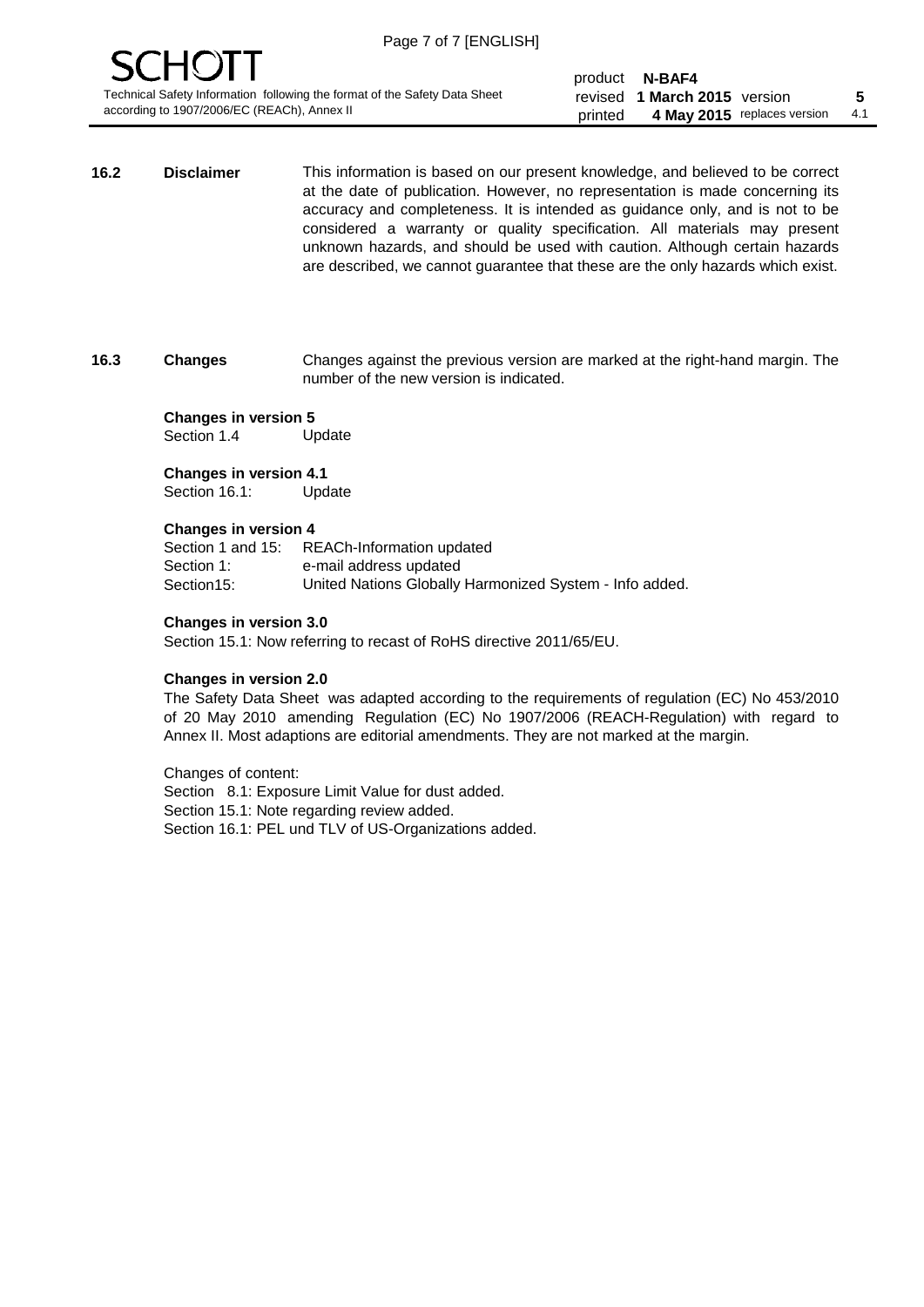**16.2 Disclaimer**

This information is based on our present knowledge, and believed to be correct at the date of publication. However, no representation is made concerning its accuracy and completeness. It is intended as guidance only, and is not to be considered a warranty or quality specification. All materials may present unknown hazards, and should be used with caution. Although certain hazards are described, we cannot guarantee that these are the only hazards which exist.

**16.3 Changes**

Changes against the previous version are marked at the right-hand margin. The number of the new version is indicated.

**Changes in version 5**

Section 1.4 Update

**Changes in version 4.1**

Section 16.1: Update

**Changes in version 4**

Section 1 and 15: REACh-Information updated
Section 1: e-mail address updated
Section15: United Nations Globally Harmonized System - Info added.

**Changes in version 3.0**

Section 15.1: Now referring to recast of RoHS directive 2011/65/EU.

**Changes in version 2.0**

The Safety Data Sheet was adapted according to the requirements of regulation (EC) No 453/2010 of 20 May 2010 amending Regulation (EC) No 1907/2006 (REACH-Regulation) with regard to Annex II. Most adaptions are editorial amendments. They are not marked at the margin.

Changes of content:
Section 8.1: Exposure Limit Value for dust added.
Section 15.1: Note regarding review added.
Section 16.1: PEL und TLV of US-Organizations added.